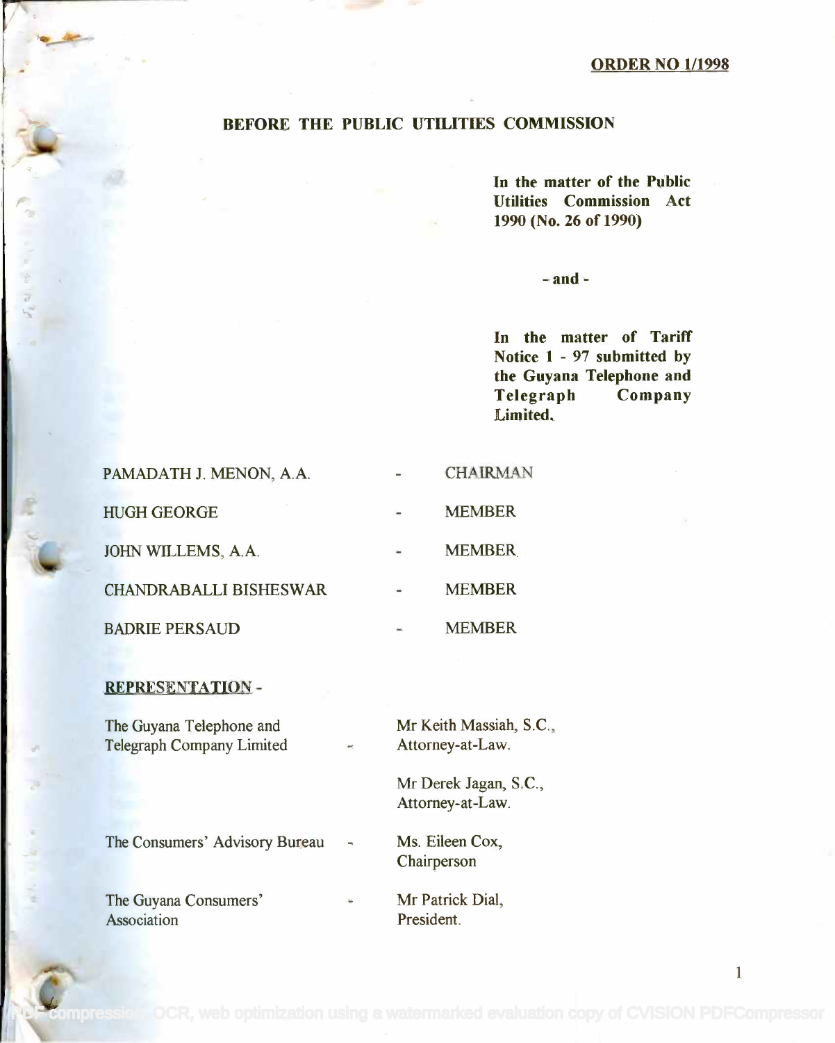**ORDER NO 1/1998**

## BEFORE THE PUBLIC UTILITIES COMMISSION

**In the matter of the Public Utilities Commission Act 1990 (No. 26 of 1990)**

**- and -**

**In the matter of Tariff Notice 1 - 97 submitted by the Guyana Telephone and Telegraph Company Limited.**

| | | |
|---|---|---|
| PAMADATH J. MENON, A.A. | - | CHAIRMAN |
| HUGH GEORGE | - | MEMBER |
| JOHN WILLEMS, A.A. | - | MEMBER |
| CHANDRABALLI BISHESWAR | - | MEMBER |
| BADRIE PERSAUD | - | MEMBER |

**REPRESENTATION** -

| | | |
|---|---|---|
| The Guyana Telephone and Telegraph Company Limited | - | Mr Keith Massiah, S.C., Attorney-at-Law. |
| | | Mr Derek Jagan, S.C., Attorney-at-Law. |
| The Consumers' Advisory Bureau | - | Ms. Eileen Cox, Chairperson |
| The Guyana Consumers' Association | - | Mr Patrick Dial, President. |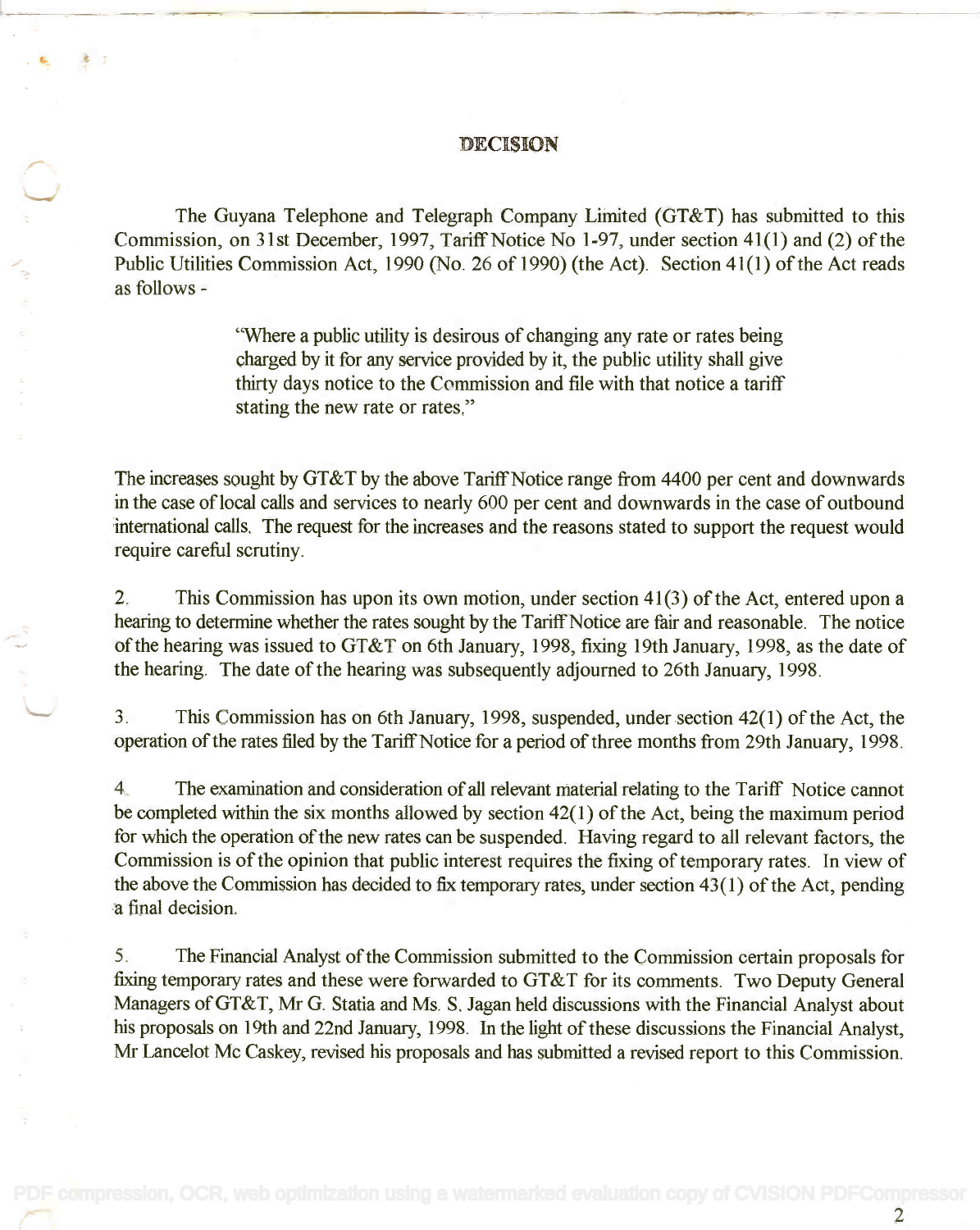## DECISION

The Guyana Telephone and Telegraph Company Limited (GT&T) has submitted to this Commission, on 31st December, 1997, Tariff Notice No 1-97, under section 41(1) and (2) of the Public Utilities Commission Act, 1990 (No. 26 of 1990) (the Act). Section 41(1) of the Act reads as follows -

> "Where a public utility is desirous of changing any rate or rates being charged by it for any service provided by it, the public utility shall give thirty days notice to the Commission and file with that notice a tariff stating the new rate or rates."

The increases sought by GT&T by the above Tariff Notice range from 4400 per cent and downwards in the case of local calls and services to nearly 600 per cent and downwards in the case of outbound international calls. The request for the increases and the reasons stated to support the request would require careful scrutiny.

2. This Commission has upon its own motion, under section 41(3) of the Act, entered upon a hearing to determine whether the rates sought by the Tariff Notice are fair and reasonable. The notice of the hearing was issued to GT&T on 6th January, 1998, fixing 19th January, 1998, as the date of the hearing. The date of the hearing was subsequently adjourned to 26th January, 1998.

3. This Commission has on 6th January, 1998, suspended, under section 42(1) of the Act, the operation of the rates filed by the Tariff Notice for a period of three months from 29th January, 1998.

4. The examination and consideration of all relevant material relating to the Tariff Notice cannot be completed within the six months allowed by section 42(1) of the Act, being the maximum period for which the operation of the new rates can be suspended. Having regard to all relevant factors, the Commission is of the opinion that public interest requires the fixing of temporary rates. In view of the above the Commission has decided to fix temporary rates, under section 43(1) of the Act, pending a final decision.

5. The Financial Analyst of the Commission submitted to the Commission certain proposals for fixing temporary rates and these were forwarded to GT&T for its comments. Two Deputy General Managers of GT&T, Mr G. Statia and Ms. S. Jagan held discussions with the Financial Analyst about his proposals on 19th and 22nd January, 1998. In the light of these discussions the Financial Analyst, Mr Lancelot Mc Caskey, revised his proposals and has submitted a revised report to this Commission.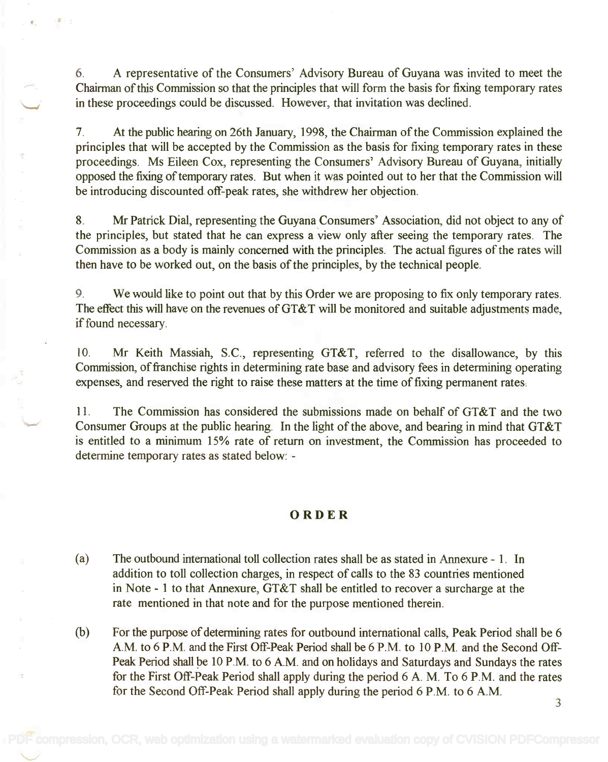6. A representative of the Consumers' Advisory Bureau of Guyana was invited to meet the Chairman of this Commission so that the principles that will form the basis for fixing temporary rates in these proceedings could be discussed. However, that invitation was declined.

7. At the public hearing on 26th January, 1998, the Chairman of the Commission explained the principles that will be accepted by the Commission as the basis for fixing temporary rates in these proceedings. Ms Eileen Cox, representing the Consumers' Advisory Bureau of Guyana, initially opposed the fixing of temporary rates. But when it was pointed out to her that the Commission will be introducing discounted off-peak rates, she withdrew her objection.

8. Mr Patrick Dial, representing the Guyana Consumers' Association, did not object to any of the principles, but stated that he can express a view only after seeing the temporary rates. The Commission as a body is mainly concerned with the principles. The actual figures of the rates will then have to be worked out, on the basis of the principles, by the technical people.

9. We would like to point out that by this Order we are proposing to fix only temporary rates. The effect this will have on the revenues of GT&T will be monitored and suitable adjustments made, if found necessary.

10. Mr Keith Massiah, S.C., representing GT&T, referred to the disallowance, by this Commission, of franchise rights in determining rate base and advisory fees in determining operating expenses, and reserved the right to raise these matters at the time of fixing permanent rates.

11. The Commission has considered the submissions made on behalf of GT&T and the two Consumer Groups at the public hearing. In the light of the above, and bearing in mind that GT&T is entitled to a minimum 15% rate of return on investment, the Commission has proceeded to determine temporary rates as stated below: -

## ORDER

(a) The outbound international toll collection rates shall be as stated in Annexure - 1. In addition to toll collection charges, in respect of calls to the 83 countries mentioned in Note - 1 to that Annexure, GT&T shall be entitled to recover a surcharge at the rate mentioned in that note and for the purpose mentioned therein.

(b) For the purpose of determining rates for outbound international calls, Peak Period shall be 6 A.M. to 6 P.M. and the First Off-Peak Period shall be 6 P.M. to 10 P.M. and the Second Off-Peak Period shall be 10 P.M. to 6 A.M. and on holidays and Saturdays and Sundays the rates for the First Off-Peak Period shall apply during the period 6 A. M. To 6 P.M. and the rates for the Second Off-Peak Period shall apply during the period 6 P.M. to 6 A.M.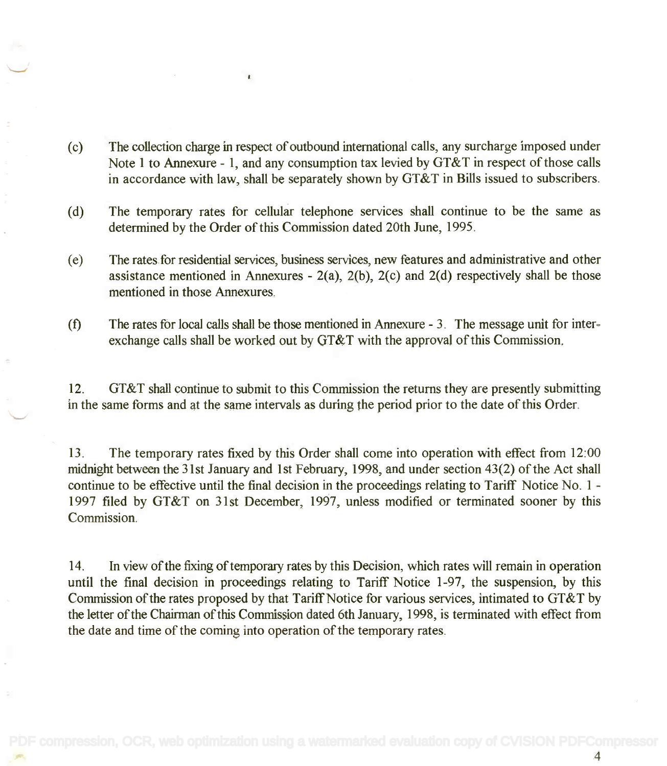(c) The collection charge in respect of outbound international calls, any surcharge imposed under Note 1 to Annexure - 1, and any consumption tax levied by GT&T in respect of those calls in accordance with law, shall be separately shown by GT&T in Bills issued to subscribers.

(d) The temporary rates for cellular telephone services shall continue to be the same as determined by the Order of this Commission dated 20th June, 1995.

(e) The rates for residential services, business services, new features and administrative and other assistance mentioned in Annexures - 2(a), 2(b), 2(c) and 2(d) respectively shall be those mentioned in those Annexures.

(f) The rates for local calls shall be those mentioned in Annexure - 3. The message unit for inter-exchange calls shall be worked out by GT&T with the approval of this Commission.

12. GT&T shall continue to submit to this Commission the returns they are presently submitting in the same forms and at the same intervals as during the period prior to the date of this Order.

13. The temporary rates fixed by this Order shall come into operation with effect from 12:00 midnight between the 31st January and 1st February, 1998, and under section 43(2) of the Act shall continue to be effective until the final decision in the proceedings relating to Tariff Notice No. 1 - 1997 filed by GT&T on 31st December, 1997, unless modified or terminated sooner by this Commission.

14. In view of the fixing of temporary rates by this Decision, which rates will remain in operation until the final decision in proceedings relating to Tariff Notice 1-97, the suspension, by this Commission of the rates proposed by that Tariff Notice for various services, intimated to GT&T by the letter of the Chairman of this Commission dated 6th January, 1998, is terminated with effect from the date and time of the coming into operation of the temporary rates.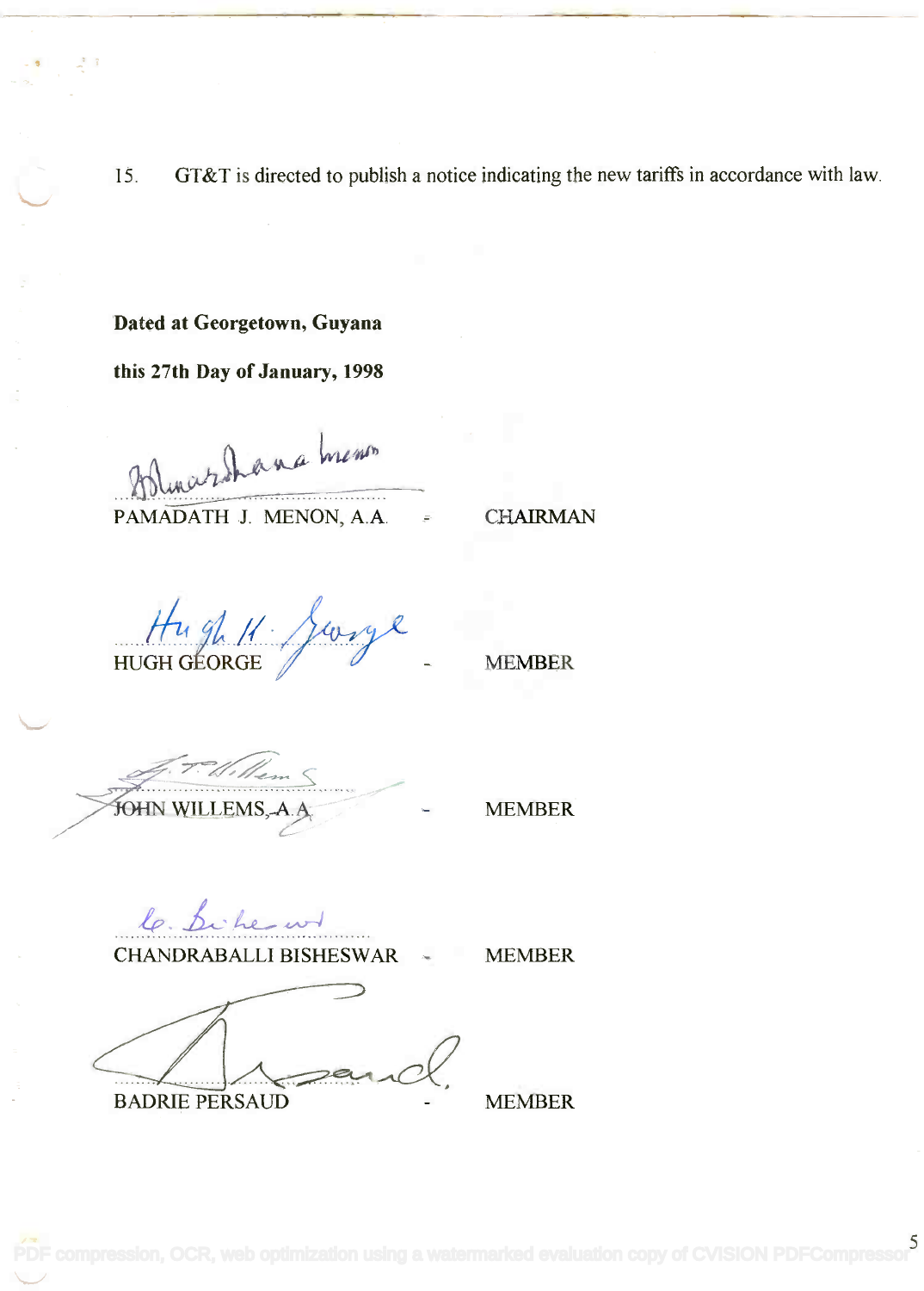15. GT&T is directed to publish a notice indicating the new tariffs in accordance with law.

**Dated at Georgetown, Guyana**

**this 27th Day of January, 1998**

PAMADATH J. MENON, A.A. - CHAIRMAN

HUGH GEORGE - MEMBER

JOHN WILLEMS, A.A - MEMBER

CHANDRABALLI BISHESWAR - MEMBER

BADRIE PERSAUD - MEMBER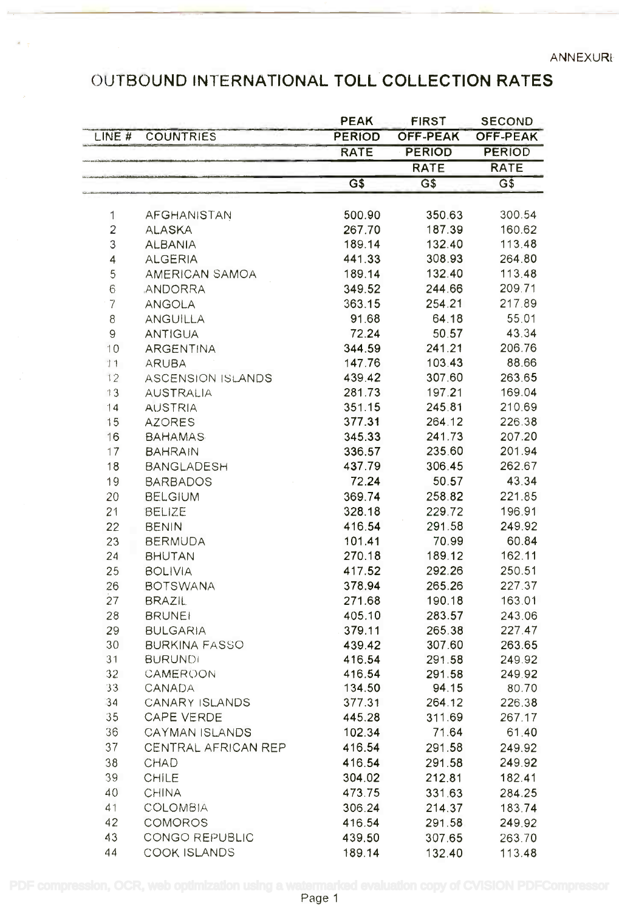ANNEXURE

# OUTBOUND INTERNATIONAL TOLL COLLECTION RATES

| LINE # | COUNTRIES | PEAK PERIOD RATE | FIRST OFF-PEAK PERIOD RATE | SECOND OFF-PEAK PERIOD RATE |
|---|---|---|---|---|
| | | G$ | G$ | G$ |
| 1 | AFGHANISTAN | 500.90 | 350.63 | 300.54 |
| 2 | ALASKA | 267.70 | 187.39 | 160.62 |
| 3 | ALBANIA | 189.14 | 132.40 | 113.48 |
| 4 | ALGERIA | 441.33 | 308.93 | 264.80 |
| 5 | AMERICAN SAMOA | 189.14 | 132.40 | 113.48 |
| 6 | ANDORRA | 349.52 | 244.66 | 209.71 |
| 7 | ANGOLA | 363.15 | 254.21 | 217.89 |
| 8 | ANGUILLA | 91.68 | 64.18 | 55.01 |
| 9 | ANTIGUA | 72.24 | 50.57 | 43.34 |
| 10 | ARGENTINA | 344.59 | 241.21 | 206.76 |
| 11 | ARUBA | 147.76 | 103.43 | 88.66 |
| 12 | ASCENSION ISLANDS | 439.42 | 307.60 | 263.65 |
| 13 | AUSTRALIA | 281.73 | 197.21 | 169.04 |
| 14 | AUSTRIA | 351.15 | 245.81 | 210.69 |
| 15 | AZORES | 377.31 | 264.12 | 226.38 |
| 16 | BAHAMAS | 345.33 | 241.73 | 207.20 |
| 17 | BAHRAIN | 336.57 | 235.60 | 201.94 |
| 18 | BANGLADESH | 437.79 | 306.45 | 262.67 |
| 19 | BARBADOS | 72.24 | 50.57 | 43.34 |
| 20 | BELGIUM | 369.74 | 258.82 | 221.85 |
| 21 | BELIZE | 328.18 | 229.72 | 196.91 |
| 22 | BENIN | 416.54 | 291.58 | 249.92 |
| 23 | BERMUDA | 101.41 | 70.99 | 60.84 |
| 24 | BHUTAN | 270.18 | 189.12 | 162.11 |
| 25 | BOLIVIA | 417.52 | 292.26 | 250.51 |
| 26 | BOTSWANA | 378.94 | 265.26 | 227.37 |
| 27 | BRAZIL | 271.68 | 190.18 | 163.01 |
| 28 | BRUNEI | 405.10 | 283.57 | 243.06 |
| 29 | BULGARIA | 379.11 | 265.38 | 227.47 |
| 30 | BURKINA FASSO | 439.42 | 307.60 | 263.65 |
| 31 | BURUNDI | 416.54 | 291.58 | 249.92 |
| 32 | CAMEROON | 416.54 | 291.58 | 249.92 |
| 33 | CANADA | 134.50 | 94.15 | 80.70 |
| 34 | CANARY ISLANDS | 377.31 | 264.12 | 226.38 |
| 35 | CAPE VERDE | 445.28 | 311.69 | 267.17 |
| 36 | CAYMAN ISLANDS | 102.34 | 71.64 | 61.40 |
| 37 | CENTRAL AFRICAN REP | 416.54 | 291.58 | 249.92 |
| 38 | CHAD | 416.54 | 291.58 | 249.92 |
| 39 | CHILE | 304.02 | 212.81 | 182.41 |
| 40 | CHINA | 473.75 | 331.63 | 284.25 |
| 41 | COLOMBIA | 306.24 | 214.37 | 183.74 |
| 42 | COMOROS | 416.54 | 291.58 | 249.92 |
| 43 | CONGO REPUBLIC | 439.50 | 307.65 | 263.70 |
| 44 | COOK ISLANDS | 189.14 | 132.40 | 113.48 |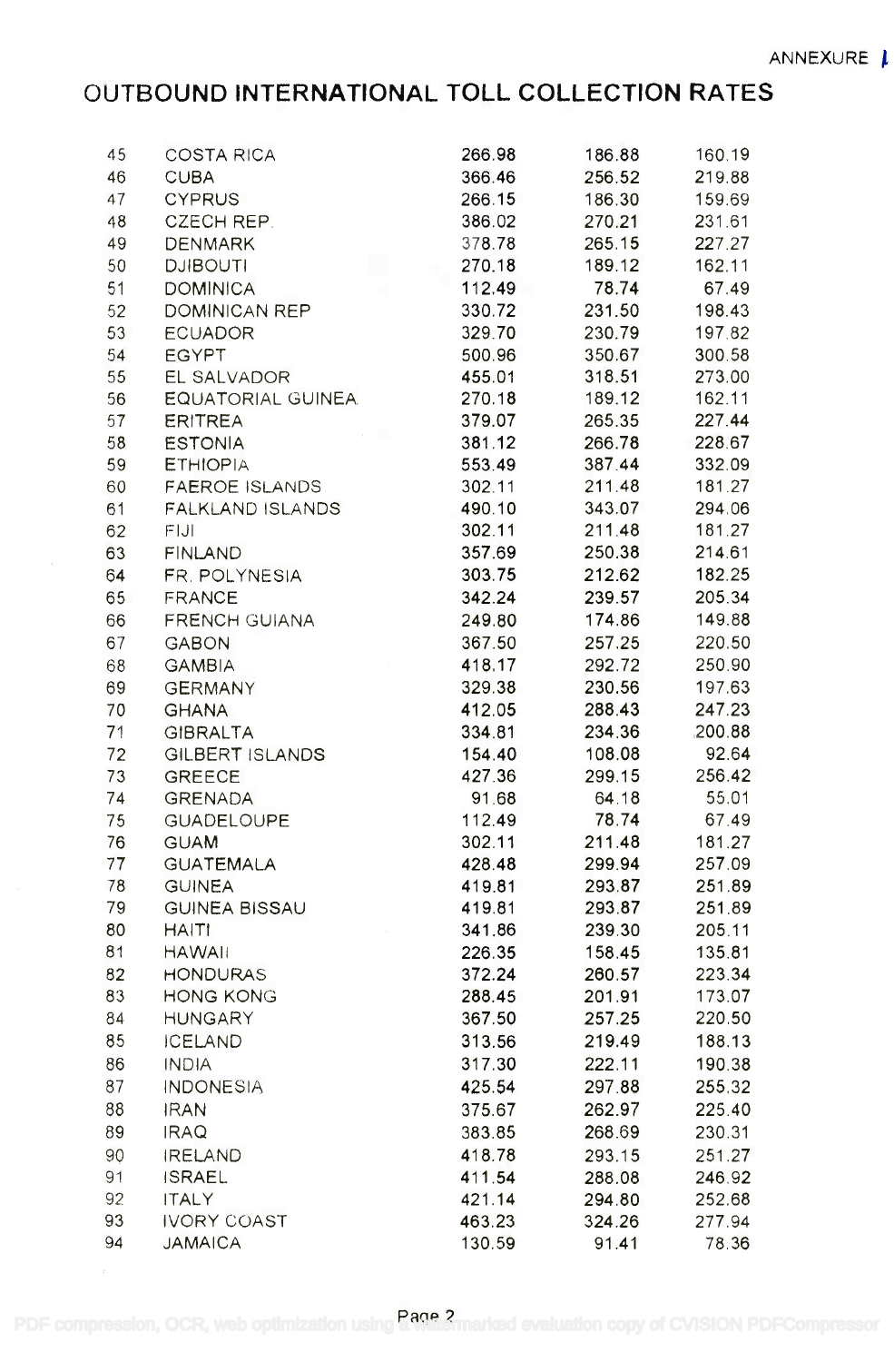ANNEXURE I

# OUTBOUND INTERNATIONAL TOLL COLLECTION RATES

| | | | | |
|---|---|---|---|---|
| 45 | COSTA RICA | 266.98 | 186.88 | 160.19 |
| 46 | CUBA | 366.46 | 256.52 | 219.88 |
| 47 | CYPRUS | 266.15 | 186.30 | 159.69 |
| 48 | CZECH REP. | 386.02 | 270.21 | 231.61 |
| 49 | DENMARK | 378.78 | 265.15 | 227.27 |
| 50 | DJIBOUTI | 270.18 | 189.12 | 162.11 |
| 51 | DOMINICA | 112.49 | 78.74 | 67.49 |
| 52 | DOMINICAN REP | 330.72 | 231.50 | 198.43 |
| 53 | ECUADOR | 329.70 | 230.79 | 197.82 |
| 54 | EGYPT | 500.96 | 350.67 | 300.58 |
| 55 | EL SALVADOR | 455.01 | 318.51 | 273.00 |
| 56 | EQUATORIAL GUINEA | 270.18 | 189.12 | 162.11 |
| 57 | ERITREA | 379.07 | 265.35 | 227.44 |
| 58 | ESTONIA | 381.12 | 266.78 | 228.67 |
| 59 | ETHIOPIA | 553.49 | 387.44 | 332.09 |
| 60 | FAEROE ISLANDS | 302.11 | 211.48 | 181.27 |
| 61 | FALKLAND ISLANDS | 490.10 | 343.07 | 294.06 |
| 62 | FIJI | 302.11 | 211.48 | 181.27 |
| 63 | FINLAND | 357.69 | 250.38 | 214.61 |
| 64 | FR. POLYNESIA | 303.75 | 212.62 | 182.25 |
| 65 | FRANCE | 342.24 | 239.57 | 205.34 |
| 66 | FRENCH GUIANA | 249.80 | 174.86 | 149.88 |
| 67 | GABON | 367.50 | 257.25 | 220.50 |
| 68 | GAMBIA | 418.17 | 292.72 | 250.90 |
| 69 | GERMANY | 329.38 | 230.56 | 197.63 |
| 70 | GHANA | 412.05 | 288.43 | 247.23 |
| 71 | GIBRALTA | 334.81 | 234.36 | 200.88 |
| 72 | GILBERT ISLANDS | 154.40 | 108.08 | 92.64 |
| 73 | GREECE | 427.36 | 299.15 | 256.42 |
| 74 | GRENADA | 91.68 | 64.18 | 55.01 |
| 75 | GUADELOUPE | 112.49 | 78.74 | 67.49 |
| 76 | GUAM | 302.11 | 211.48 | 181.27 |
| 77 | GUATEMALA | 428.48 | 299.94 | 257.09 |
| 78 | GUINEA | 419.81 | 293.87 | 251.89 |
| 79 | GUINEA BISSAU | 419.81 | 293.87 | 251.89 |
| 80 | HAITI | 341.86 | 239.30 | 205.11 |
| 81 | HAWAII | 226.35 | 158.45 | 135.81 |
| 82 | HONDURAS | 372.24 | 260.57 | 223.34 |
| 83 | HONG KONG | 288.45 | 201.91 | 173.07 |
| 84 | HUNGARY | 367.50 | 257.25 | 220.50 |
| 85 | ICELAND | 313.56 | 219.49 | 188.13 |
| 86 | INDIA | 317.30 | 222.11 | 190.38 |
| 87 | INDONESIA | 425.54 | 297.88 | 255.32 |
| 88 | IRAN | 375.67 | 262.97 | 225.40 |
| 89 | IRAQ | 383.85 | 268.69 | 230.31 |
| 90 | IRELAND | 418.78 | 293.15 | 251.27 |
| 91 | ISRAEL | 411.54 | 288.08 | 246.92 |
| 92 | ITALY | 421.14 | 294.80 | 252.68 |
| 93 | IVORY COAST | 463.23 | 324.26 | 277.94 |
| 94 | JAMAICA | 130.59 | 91.41 | 78.36 |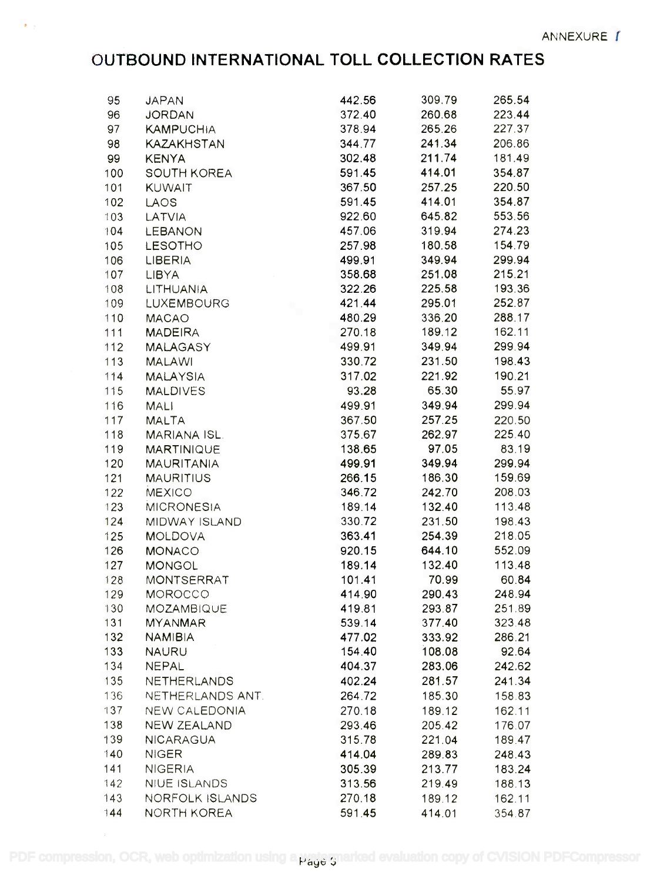ANNEXURE I

# OUTBOUND INTERNATIONAL TOLL COLLECTION RATES

| | | | | |
|---|---|---|---|---|
| 95 | JAPAN | 442.56 | 309.79 | 265.54 |
| 96 | JORDAN | 372.40 | 260.68 | 223.44 |
| 97 | KAMPUCHIA | 378.94 | 265.26 | 227.37 |
| 98 | KAZAKHSTAN | 344.77 | 241.34 | 206.86 |
| 99 | KENYA | 302.48 | 211.74 | 181.49 |
| 100 | SOUTH KOREA | 591.45 | 414.01 | 354.87 |
| 101 | KUWAIT | 367.50 | 257.25 | 220.50 |
| 102 | LAOS | 591.45 | 414.01 | 354.87 |
| 103 | LATVIA | 922.60 | 645.82 | 553.56 |
| 104 | LEBANON | 457.06 | 319.94 | 274.23 |
| 105 | LESOTHO | 257.98 | 180.58 | 154.79 |
| 106 | LIBERIA | 499.91 | 349.94 | 299.94 |
| 107 | LIBYA | 358.68 | 251.08 | 215.21 |
| 108 | LITHUANIA | 322.26 | 225.58 | 193.36 |
| 109 | LUXEMBOURG | 421.44 | 295.01 | 252.87 |
| 110 | MACAO | 480.29 | 336.20 | 288.17 |
| 111 | MADEIRA | 270.18 | 189.12 | 162.11 |
| 112 | MALAGASY | 499.91 | 349.94 | 299.94 |
| 113 | MALAWI | 330.72 | 231.50 | 198.43 |
| 114 | MALAYSIA | 317.02 | 221.92 | 190.21 |
| 115 | MALDIVES | 93.28 | 65.30 | 55.97 |
| 116 | MALI | 499.91 | 349.94 | 299.94 |
| 117 | MALTA | 367.50 | 257.25 | 220.50 |
| 118 | MARIANA ISL. | 375.67 | 262.97 | 225.40 |
| 119 | MARTINIQUE | 138.65 | 97.05 | 83.19 |
| 120 | MAURITANIA | 499.91 | 349.94 | 299.94 |
| 121 | MAURITIUS | 266.15 | 186.30 | 159.69 |
| 122 | MEXICO | 346.72 | 242.70 | 208.03 |
| 123 | MICRONESIA | 189.14 | 132.40 | 113.48 |
| 124 | MIDWAY ISLAND | 330.72 | 231.50 | 198.43 |
| 125 | MOLDOVA | 363.41 | 254.39 | 218.05 |
| 126 | MONACO | 920.15 | 644.10 | 552.09 |
| 127 | MONGOL | 189.14 | 132.40 | 113.48 |
| 128 | MONTSERRAT | 101.41 | 70.99 | 60.84 |
| 129 | MOROCCO | 414.90 | 290.43 | 248.94 |
| 130 | MOZAMBIQUE | 419.81 | 293.87 | 251.89 |
| 131 | MYANMAR | 539.14 | 377.40 | 323.48 |
| 132 | NAMIBIA | 477.02 | 333.92 | 286.21 |
| 133 | NAURU | 154.40 | 108.08 | 92.64 |
| 134 | NEPAL | 404.37 | 283.06 | 242.62 |
| 135 | NETHERLANDS | 402.24 | 281.57 | 241.34 |
| 136 | NETHERLANDS ANT. | 264.72 | 185.30 | 158.83 |
| 137 | NEW CALEDONIA | 270.18 | 189.12 | 162.11 |
| 138 | NEW ZEALAND | 293.46 | 205.42 | 176.07 |
| 139 | NICARAGUA | 315.78 | 221.04 | 189.47 |
| 140 | NIGER | 414.04 | 289.83 | 248.43 |
| 141 | NIGERIA | 305.39 | 213.77 | 183.24 |
| 142 | NIUE ISLANDS | 313.56 | 219.49 | 188.13 |
| 143 | NORFOLK ISLANDS | 270.18 | 189.12 | 162.11 |
| 144 | NORTH KOREA | 591.45 | 414.01 | 354.87 |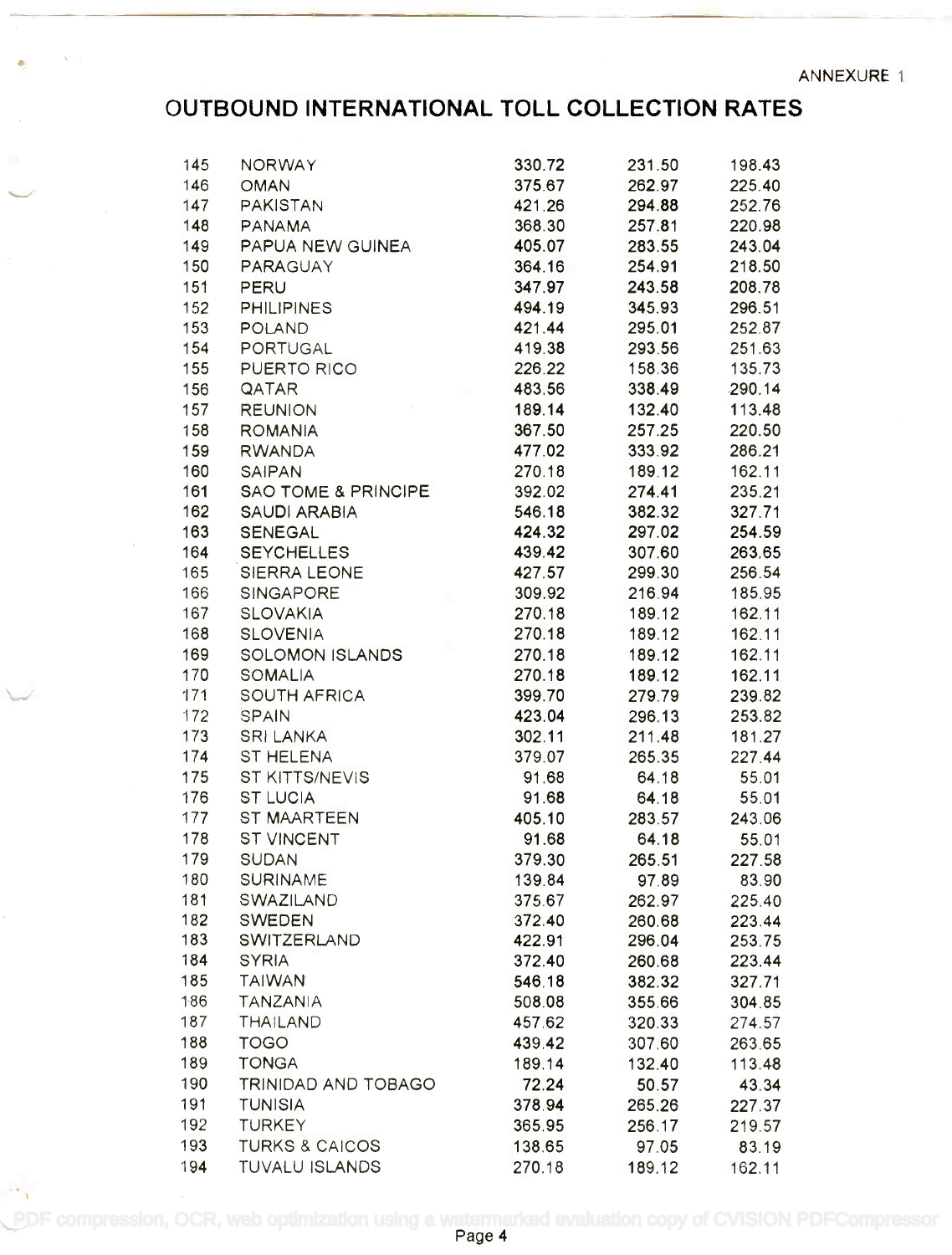ANNEXURE 1

# OUTBOUND INTERNATIONAL TOLL COLLECTION RATES

| | | | | |
|---|---|---|---|---|
| 145 | NORWAY | 330.72 | 231.50 | 198.43 |
| 146 | OMAN | 375.67 | 262.97 | 225.40 |
| 147 | PAKISTAN | 421.26 | 294.88 | 252.76 |
| 148 | PANAMA | 368.30 | 257.81 | 220.98 |
| 149 | PAPUA NEW GUINEA | 405.07 | 283.55 | 243.04 |
| 150 | PARAGUAY | 364.16 | 254.91 | 218.50 |
| 151 | PERU | 347.97 | 243.58 | 208.78 |
| 152 | PHILIPINES | 494.19 | 345.93 | 296.51 |
| 153 | POLAND | 421.44 | 295.01 | 252.87 |
| 154 | PORTUGAL | 419.38 | 293.56 | 251.63 |
| 155 | PUERTO RICO | 226.22 | 158.36 | 135.73 |
| 156 | QATAR | 483.56 | 338.49 | 290.14 |
| 157 | REUNION | 189.14 | 132.40 | 113.48 |
| 158 | ROMANIA | 367.50 | 257.25 | 220.50 |
| 159 | RWANDA | 477.02 | 333.92 | 286.21 |
| 160 | SAIPAN | 270.18 | 189.12 | 162.11 |
| 161 | SAO TOME & PRINCIPE | 392.02 | 274.41 | 235.21 |
| 162 | SAUDI ARABIA | 546.18 | 382.32 | 327.71 |
| 163 | SENEGAL | 424.32 | 297.02 | 254.59 |
| 164 | SEYCHELLES | 439.42 | 307.60 | 263.65 |
| 165 | SIERRA LEONE | 427.57 | 299.30 | 256.54 |
| 166 | SINGAPORE | 309.92 | 216.94 | 185.95 |
| 167 | SLOVAKIA | 270.18 | 189.12 | 162.11 |
| 168 | SLOVENIA | 270.18 | 189.12 | 162.11 |
| 169 | SOLOMON ISLANDS | 270.18 | 189.12 | 162.11 |
| 170 | SOMALIA | 270.18 | 189.12 | 162.11 |
| 171 | SOUTH AFRICA | 399.70 | 279.79 | 239.82 |
| 172 | SPAIN | 423.04 | 296.13 | 253.82 |
| 173 | SRI LANKA | 302.11 | 211.48 | 181.27 |
| 174 | ST HELENA | 379.07 | 265.35 | 227.44 |
| 175 | ST KITTS/NEVIS | 91.68 | 64.18 | 55.01 |
| 176 | ST LUCIA | 91.68 | 64.18 | 55.01 |
| 177 | ST MAARTEEN | 405.10 | 283.57 | 243.06 |
| 178 | ST VINCENT | 91.68 | 64.18 | 55.01 |
| 179 | SUDAN | 379.30 | 265.51 | 227.58 |
| 180 | SURINAME | 139.84 | 97.89 | 83.90 |
| 181 | SWAZILAND | 375.67 | 262.97 | 225.40 |
| 182 | SWEDEN | 372.40 | 260.68 | 223.44 |
| 183 | SWITZERLAND | 422.91 | 296.04 | 253.75 |
| 184 | SYRIA | 372.40 | 260.68 | 223.44 |
| 185 | TAIWAN | 546.18 | 382.32 | 327.71 |
| 186 | TANZANIA | 508.08 | 355.66 | 304.85 |
| 187 | THAILAND | 457.62 | 320.33 | 274.57 |
| 188 | TOGO | 439.42 | 307.60 | 263.65 |
| 189 | TONGA | 189.14 | 132.40 | 113.48 |
| 190 | TRINIDAD AND TOBAGO | 72.24 | 50.57 | 43.34 |
| 191 | TUNISIA | 378.94 | 265.26 | 227.37 |
| 192 | TURKEY | 365.95 | 256.17 | 219.57 |
| 193 | TURKS & CAICOS | 138.65 | 97.05 | 83.19 |
| 194 | TUVALU ISLANDS | 270.18 | 189.12 | 162.11 |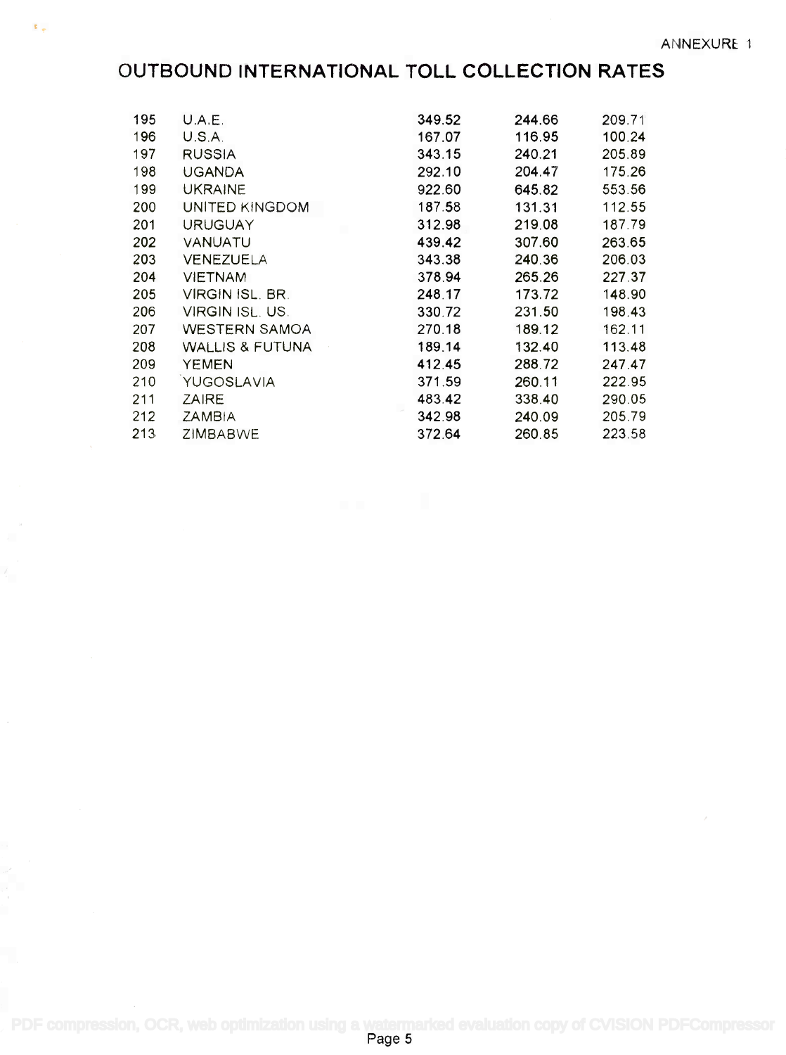ANNEXURE 1

# OUTBOUND INTERNATIONAL TOLL COLLECTION RATES

| | | | | |
|---|---|---|---|---|
| 195 | U.A.E. | 349.52 | 244.66 | 209.71 |
| 196 | U.S.A. | 167.07 | 116.95 | 100.24 |
| 197 | RUSSIA | 343.15 | 240.21 | 205.89 |
| 198 | UGANDA | 292.10 | 204.47 | 175.26 |
| 199 | UKRAINE | 922.60 | 645.82 | 553.56 |
| 200 | UNITED KINGDOM | 187.58 | 131.31 | 112.55 |
| 201 | URUGUAY | 312.98 | 219.08 | 187.79 |
| 202 | VANUATU | 439.42 | 307.60 | 263.65 |
| 203 | VENEZUELA | 343.38 | 240.36 | 206.03 |
| 204 | VIETNAM | 378.94 | 265.26 | 227.37 |
| 205 | VIRGIN ISL. BR. | 248.17 | 173.72 | 148.90 |
| 206 | VIRGIN ISL. US. | 330.72 | 231.50 | 198.43 |
| 207 | WESTERN SAMOA | 270.18 | 189.12 | 162.11 |
| 208 | WALLIS & FUTUNA | 189.14 | 132.40 | 113.48 |
| 209 | YEMEN | 412.45 | 288.72 | 247.47 |
| 210 | YUGOSLAVIA | 371.59 | 260.11 | 222.95 |
| 211 | ZAIRE | 483.42 | 338.40 | 290.05 |
| 212 | ZAMBIA | 342.98 | 240.09 | 205.79 |
| 213 | ZIMBABWE | 372.64 | 260.85 | 223.58 |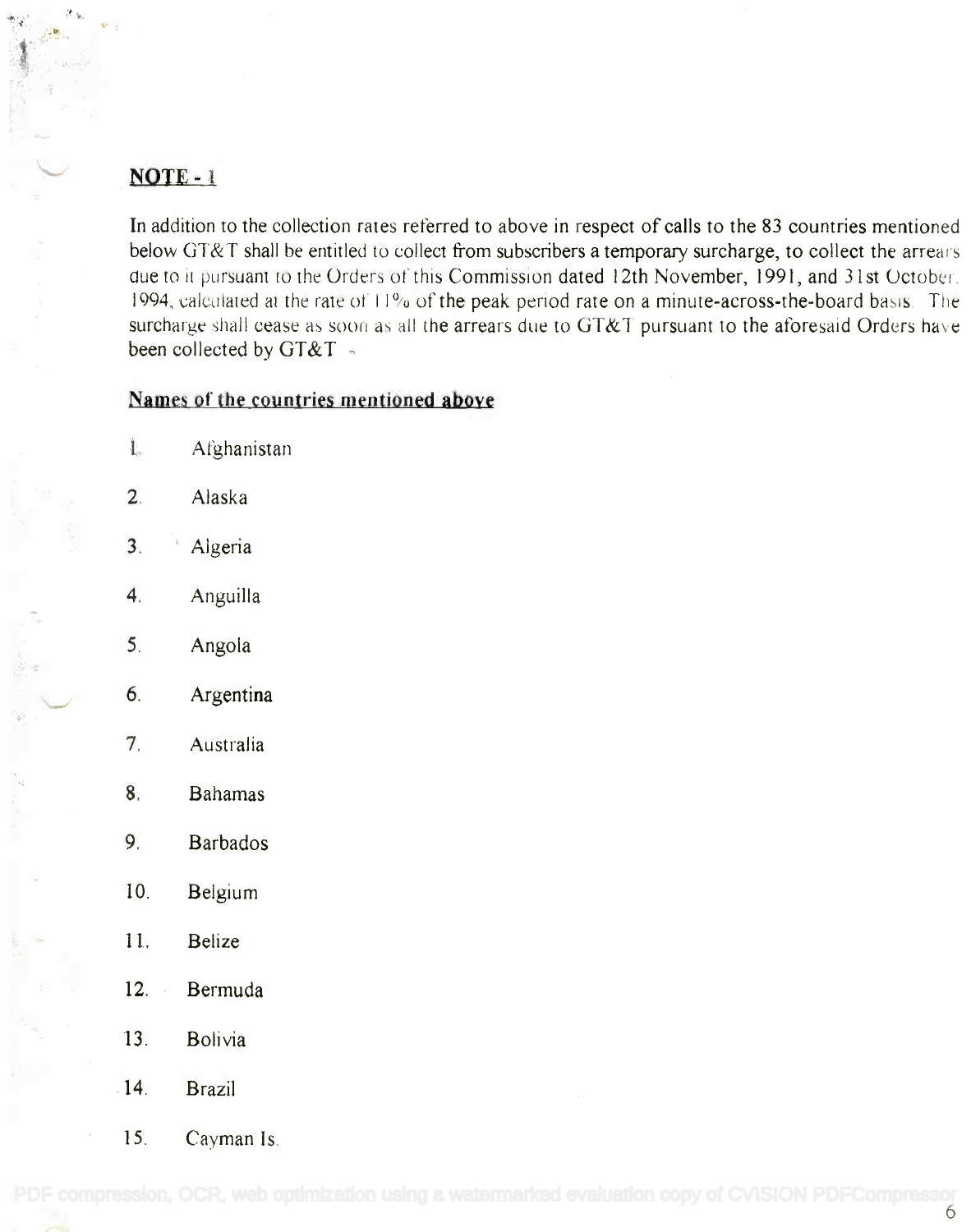## NOTE - 1

In addition to the collection rates referred to above in respect of calls to the 83 countries mentioned below GT&T shall be entitled to collect from subscribers a temporary surcharge, to collect the arrears due to it pursuant to the Orders of this Commission dated 12th November, 1991, and 31st October, 1994, calculated at the rate of 11% of the peak period rate on a minute-across-the-board basis. The surcharge shall cease as soon as all the arrears due to GT&T pursuant to the aforesaid Orders have been collected by GT&T.

### Names of the countries mentioned above

1. Afghanistan
2. Alaska
3. Algeria
4. Anguilla
5. Angola
6. Argentina
7. Australia
8. Bahamas
9. Barbados
10. Belgium
11. Belize
12. Bermuda
13. Bolivia
14. Brazil
15. Cayman Is.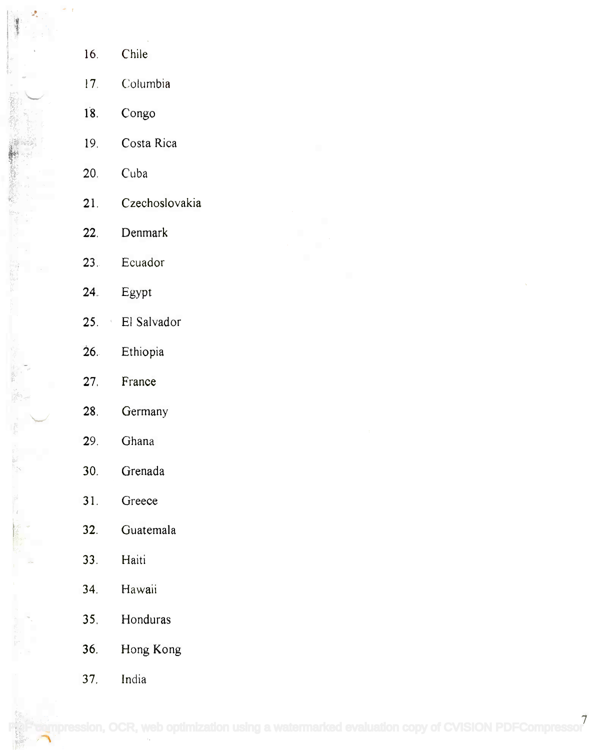16. Chile
17. Columbia
18. Congo
19. Costa Rica
20. Cuba
21. Czechoslovakia
22. Denmark
23. Ecuador
24. Egypt
25. El Salvador
26. Ethiopia
27. France
28. Germany
29. Ghana
30. Grenada
31. Greece
32. Guatemala
33. Haiti
34. Hawaii
35. Honduras
36. Hong Kong
37. India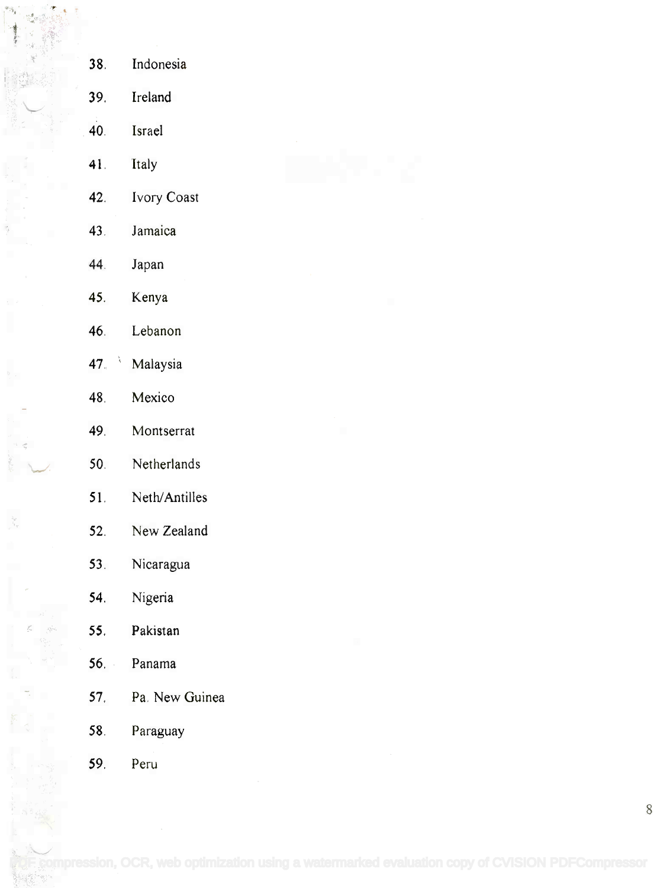38. Indonesia
39. Ireland
40. Israel
41. Italy
42. Ivory Coast
43. Jamaica
44. Japan
45. Kenya
46. Lebanon
47. Malaysia
48. Mexico
49. Montserrat
50. Netherlands
51. Neth/Antilles
52. New Zealand
53. Nicaragua
54. Nigeria
55. Pakistan
56. Panama
57. Pa. New Guinea
58. Paraguay
59. Peru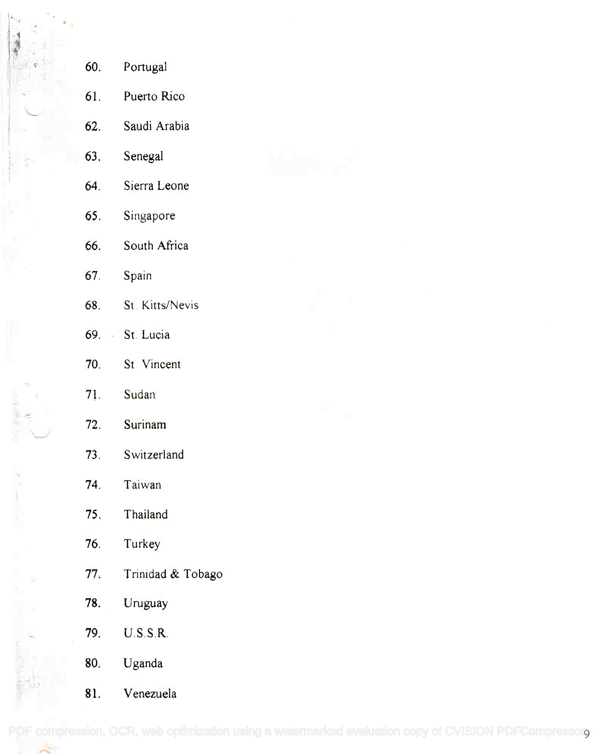60. Portugal
61. Puerto Rico
62. Saudi Arabia
63. Senegal
64. Sierra Leone
65. Singapore
66. South Africa
67. Spain
68. St. Kitts/Nevis
69. St. Lucia
70. St. Vincent
71. Sudan
72. Surinam
73. Switzerland
74. Taiwan
75. Thailand
76. Turkey
77. Trinidad & Tobago
78. Uruguay
79. U.S.S.R.
80. Uganda
81. Venezuela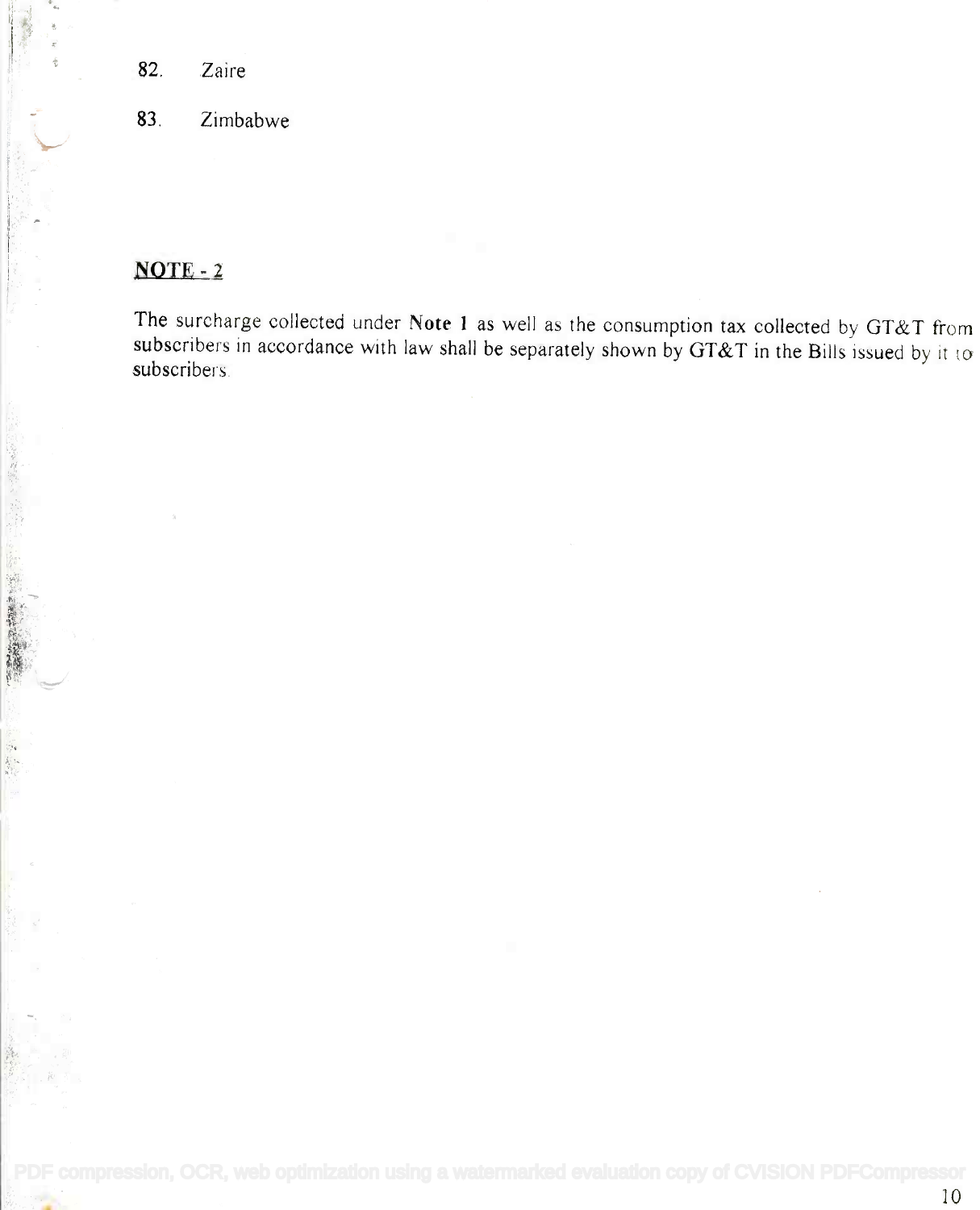82. Zaire

83. Zimbabwe

**NOTE - 2**

The surcharge collected under **Note 1** as well as the consumption tax collected by GT&T from subscribers in accordance with law shall be separately shown by GT&T in the Bills issued by it to subscribers.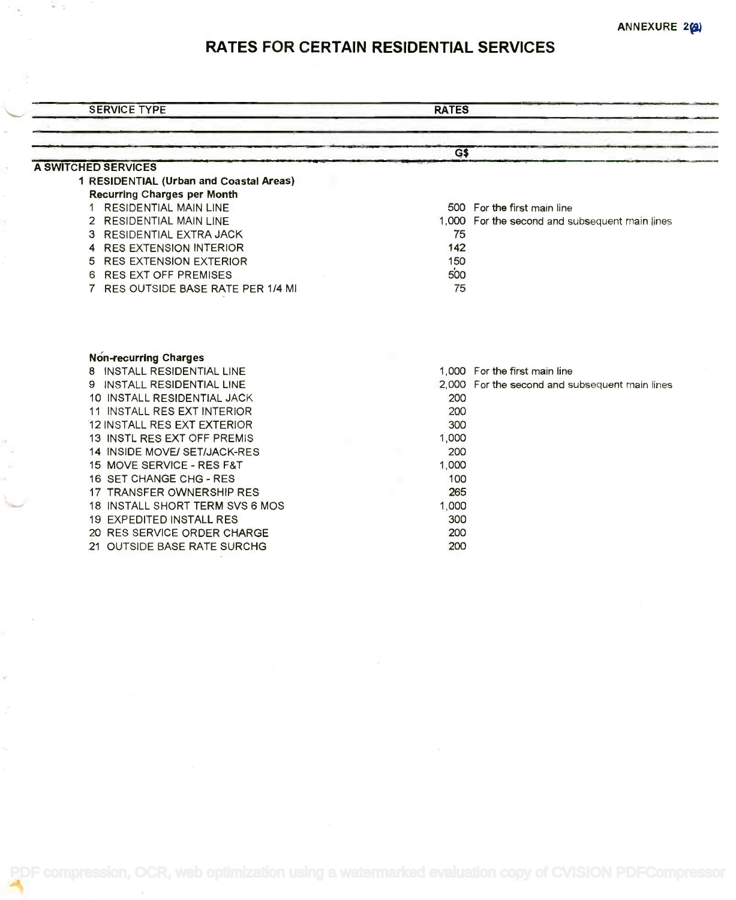ANNEXURE 2(a)

# RATES FOR CERTAIN RESIDENTIAL SERVICES

| SERVICE TYPE | RATES | |
|---|---|---|
| | G$ | |
| **A SWITCHED SERVICES** | | |
| **1 RESIDENTIAL (Urban and Coastal Areas)** | | |
| **Recurring Charges per Month** | | |
| 1 RESIDENTIAL MAIN LINE | 500 | For the first main line |
| 2 RESIDENTIAL MAIN LINE | 1,000 | For the second and subsequent main lines |
| 3 RESIDENTIAL EXTRA JACK | 75 | |
| 4 RES EXTENSION INTERIOR | 142 | |
| 5 RES EXTENSION EXTERIOR | 150 | |
| 6 RES EXT OFF PREMISES | 500 | |
| 7 RES OUTSIDE BASE RATE PER 1/4 MI | 75 | |
| **Non-recurring Charges** | | |
| 8 INSTALL RESIDENTIAL LINE | 1,000 | For the first main line |
| 9 INSTALL RESIDENTIAL LINE | 2,000 | For the second and subsequent main lines |
| 10 INSTALL RESIDENTIAL JACK | 200 | |
| 11 INSTALL RES EXT INTERIOR | 200 | |
| 12 INSTALL RES EXT EXTERIOR | 300 | |
| 13 INSTL RES EXT OFF PREMIS | 1,000 | |
| 14 INSIDE MOVE/ SET/JACK-RES | 200 | |
| 15 MOVE SERVICE - RES F&T | 1,000 | |
| 16 SET CHANGE CHG - RES | 100 | |
| 17 TRANSFER OWNERSHIP RES | 265 | |
| 18 INSTALL SHORT TERM SVS 6 MOS | 1,000 | |
| 19 EXPEDITED INSTALL RES | 300 | |
| 20 RES SERVICE ORDER CHARGE | 200 | |
| 21 OUTSIDE BASE RATE SURCHG | 200 | |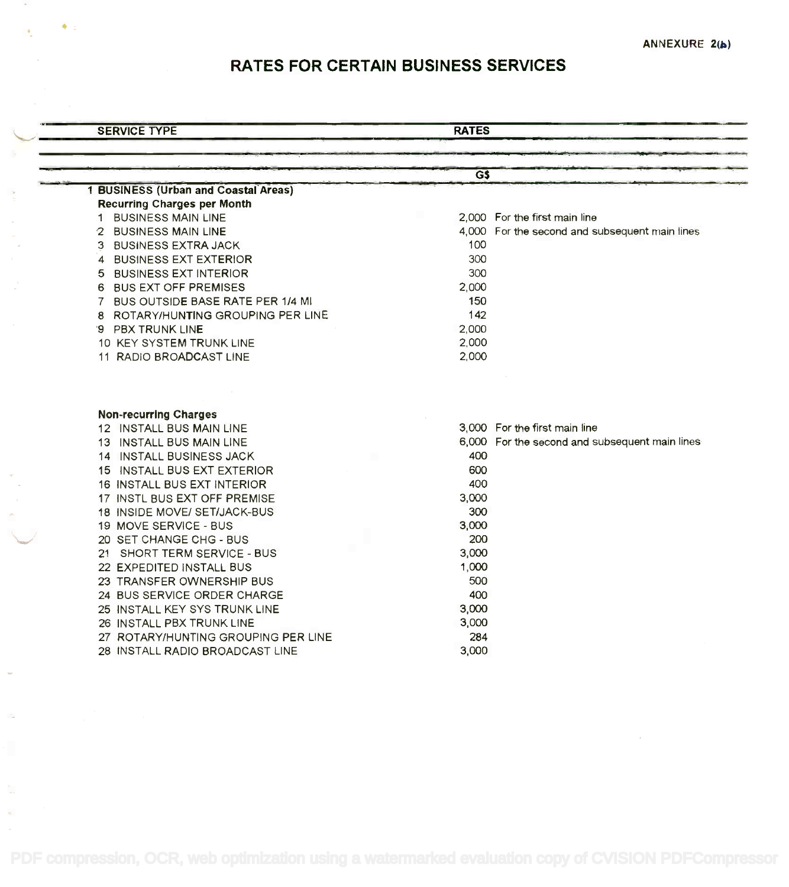ANNEXURE 2(b)

# RATES FOR CERTAIN BUSINESS SERVICES

| SERVICE TYPE | RATES | |
|---|---|---|
| | G$ | |
| **1 BUSINESS (Urban and Coastal Areas)** | | |
| **Recurring Charges per Month** | | |
| 1 BUSINESS MAIN LINE | 2,000 | For the first main line |
| 2 BUSINESS MAIN LINE | 4,000 | For the second and subsequent main lines |
| 3 BUSINESS EXTRA JACK | 100 | |
| 4 BUSINESS EXT EXTERIOR | 300 | |
| 5 BUSINESS EXT INTERIOR | 300 | |
| 6 BUS EXT OFF PREMISES | 2,000 | |
| 7 BUS OUTSIDE BASE RATE PER 1/4 MI | 150 | |
| 8 ROTARY/HUNTING GROUPING PER LINE | 142 | |
| 9 PBX TRUNK LINE | 2,000 | |
| 10 KEY SYSTEM TRUNK LINE | 2,000 | |
| 11 RADIO BROADCAST LINE | 2,000 | |
| **Non-recurring Charges** | | |
| 12 INSTALL BUS MAIN LINE | 3,000 | For the first main line |
| 13 INSTALL BUS MAIN LINE | 6,000 | For the second and subsequent main lines |
| 14 INSTALL BUSINESS JACK | 400 | |
| 15 INSTALL BUS EXT EXTERIOR | 600 | |
| 16 INSTALL BUS EXT INTERIOR | 400 | |
| 17 INSTL BUS EXT OFF PREMISE | 3,000 | |
| 18 INSIDE MOVE/ SET/JACK-BUS | 300 | |
| 19 MOVE SERVICE - BUS | 3,000 | |
| 20 SET CHANGE CHG - BUS | 200 | |
| 21 SHORT TERM SERVICE - BUS | 3,000 | |
| 22 EXPEDITED INSTALL BUS | 1,000 | |
| 23 TRANSFER OWNERSHIP BUS | 500 | |
| 24 BUS SERVICE ORDER CHARGE | 400 | |
| 25 INSTALL KEY SYS TRUNK LINE | 3,000 | |
| 26 INSTALL PBX TRUNK LINE | 3,000 | |
| 27 ROTARY/HUNTING GROUPING PER LINE | 284 | |
| 28 INSTALL RADIO BROADCAST LINE | 3,000 | |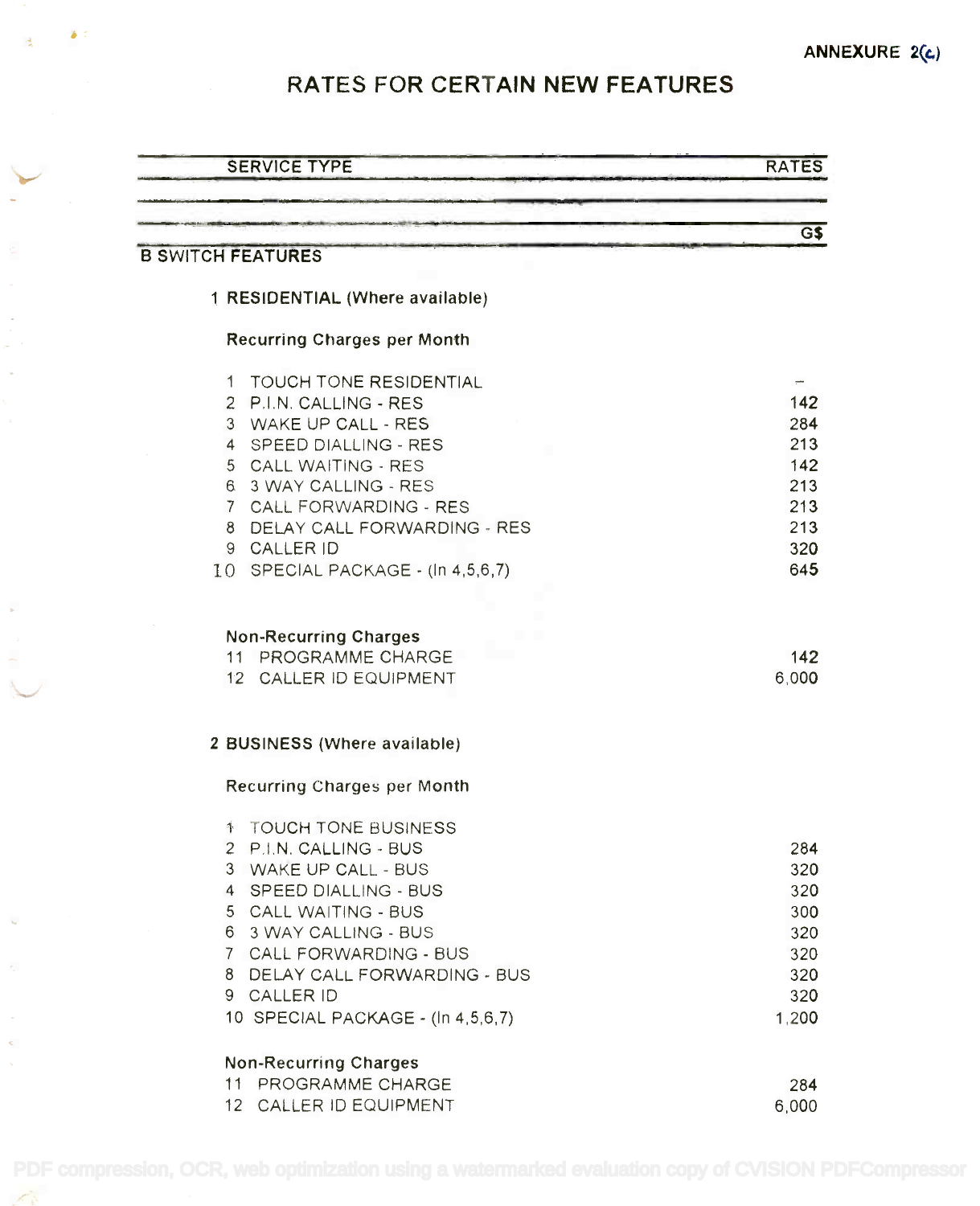ANNEXURE 2(c)

# RATES FOR CERTAIN NEW FEATURES

| SERVICE TYPE | RATES |
|---|---|
| | G$ |
| **B SWITCH FEATURES** | |
| **1 RESIDENTIAL (Where available)** | |
| **Recurring Charges per Month** | |
| 1 TOUCH TONE RESIDENTIAL | – |
| 2 P.I.N. CALLING - RES | 142 |
| 3 WAKE UP CALL - RES | 284 |
| 4 SPEED DIALLING - RES | 213 |
| 5 CALL WAITING - RES | 142 |
| 6 3 WAY CALLING - RES | 213 |
| 7 CALL FORWARDING - RES | 213 |
| 8 DELAY CALL FORWARDING - RES | 213 |
| 9 CALLER ID | 320 |
| 10 SPECIAL PACKAGE - (In 4,5,6,7) | 645 |
| **Non-Recurring Charges** | |
| 11 PROGRAMME CHARGE | 142 |
| 12 CALLER ID EQUIPMENT | 6,000 |
| **2 BUSINESS (Where available)** | |
| **Recurring Charges per Month** | |
| 1 TOUCH TONE BUSINESS | |
| 2 P.I.N. CALLING - BUS | 284 |
| 3 WAKE UP CALL - BUS | 320 |
| 4 SPEED DIALLING - BUS | 320 |
| 5 CALL WAITING - BUS | 300 |
| 6 3 WAY CALLING - BUS | 320 |
| 7 CALL FORWARDING - BUS | 320 |
| 8 DELAY CALL FORWARDING - BUS | 320 |
| 9 CALLER ID | 320 |
| 10 SPECIAL PACKAGE - (In 4,5,6,7) | 1,200 |
| **Non-Recurring Charges** | |
| 11 PROGRAMME CHARGE | 284 |
| 12 CALLER ID EQUIPMENT | 6,000 |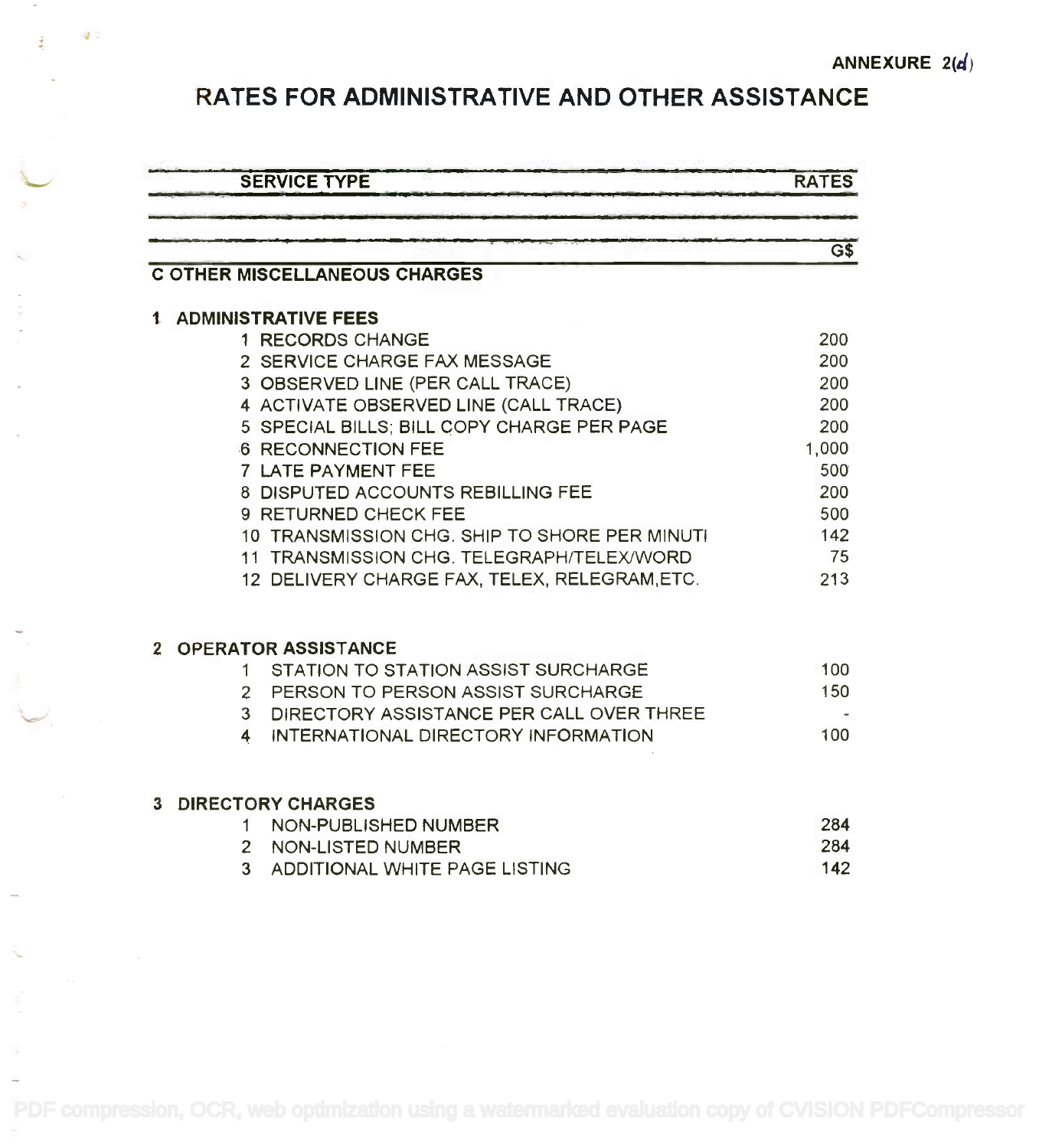ANNEXURE 2(d)

# RATES FOR ADMINISTRATIVE AND OTHER ASSISTANCE

| SERVICE TYPE | RATES |
|---|---|
| | G$ |
| **C OTHER MISCELLANEOUS CHARGES** | |
| | |
| **1 ADMINISTRATIVE FEES** | |
| 1 RECORDS CHANGE | 200 |
| 2 SERVICE CHARGE FAX MESSAGE | 200 |
| 3 OBSERVED LINE (PER CALL TRACE) | 200 |
| 4 ACTIVATE OBSERVED LINE (CALL TRACE) | 200 |
| 5 SPECIAL BILLS; BILL COPY CHARGE PER PAGE | 200 |
| 6 RECONNECTION FEE | 1,000 |
| 7 LATE PAYMENT FEE | 500 |
| 8 DISPUTED ACCOUNTS REBILLING FEE | 200 |
| 9 RETURNED CHECK FEE | 500 |
| 10 TRANSMISSION CHG. SHIP TO SHORE PER MINUTI | 142 |
| 11 TRANSMISSION CHG. TELEGRAPH/TELEX/WORD | 75 |
| 12 DELIVERY CHARGE FAX, TELEX, RELEGRAM,ETC. | 213 |
| | |
| **2 OPERATOR ASSISTANCE** | |
| 1 STATION TO STATION ASSIST SURCHARGE | 100 |
| 2 PERSON TO PERSON ASSIST SURCHARGE | 150 |
| 3 DIRECTORY ASSISTANCE PER CALL OVER THREE | - |
| 4 INTERNATIONAL DIRECTORY INFORMATION | 100 |
| | |
| **3 DIRECTORY CHARGES** | |
| 1 NON-PUBLISHED NUMBER | 284 |
| 2 NON-LISTED NUMBER | 284 |
| 3 ADDITIONAL WHITE PAGE LISTING | 142 |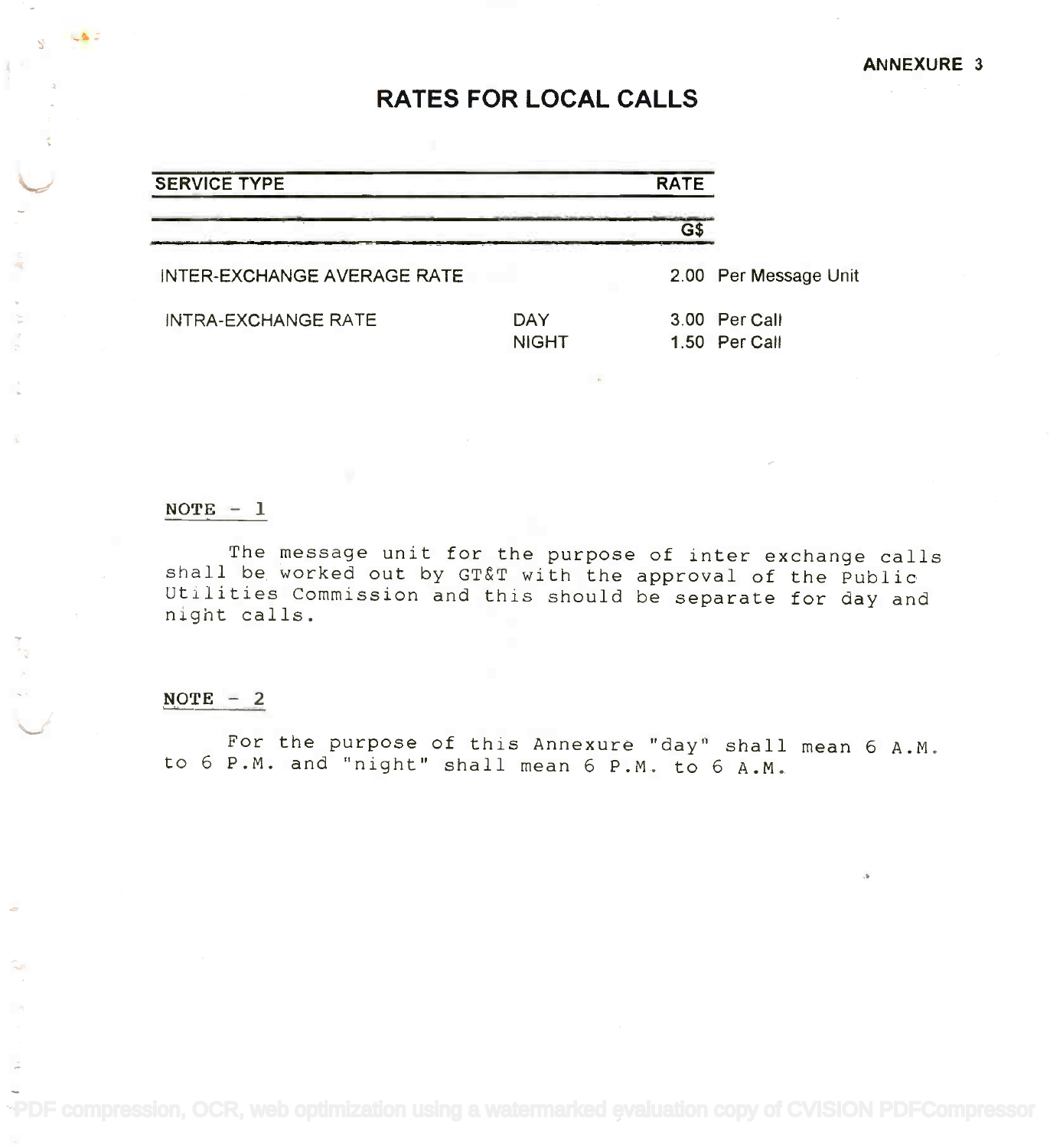ANNEXURE 3

# RATES FOR LOCAL CALLS

| SERVICE TYPE | | RATE | |
|---|---|---|---|
| | | G$ | |
| INTER-EXCHANGE AVERAGE RATE | | 2.00 | Per Message Unit |
| INTRA-EXCHANGE RATE | DAY | 3.00 | Per Call |
| | NIGHT | 1.50 | Per Call |

**NOTE - 1**

The message unit for the purpose of inter exchange calls shall be worked out by GT&T with the approval of the Public Utilities Commission and this should be separate for day and night calls.

**NOTE - 2**

For the purpose of this Annexure "day" shall mean 6 A.M. to 6 P.M. and "night" shall mean 6 P.M. to 6 A.M.